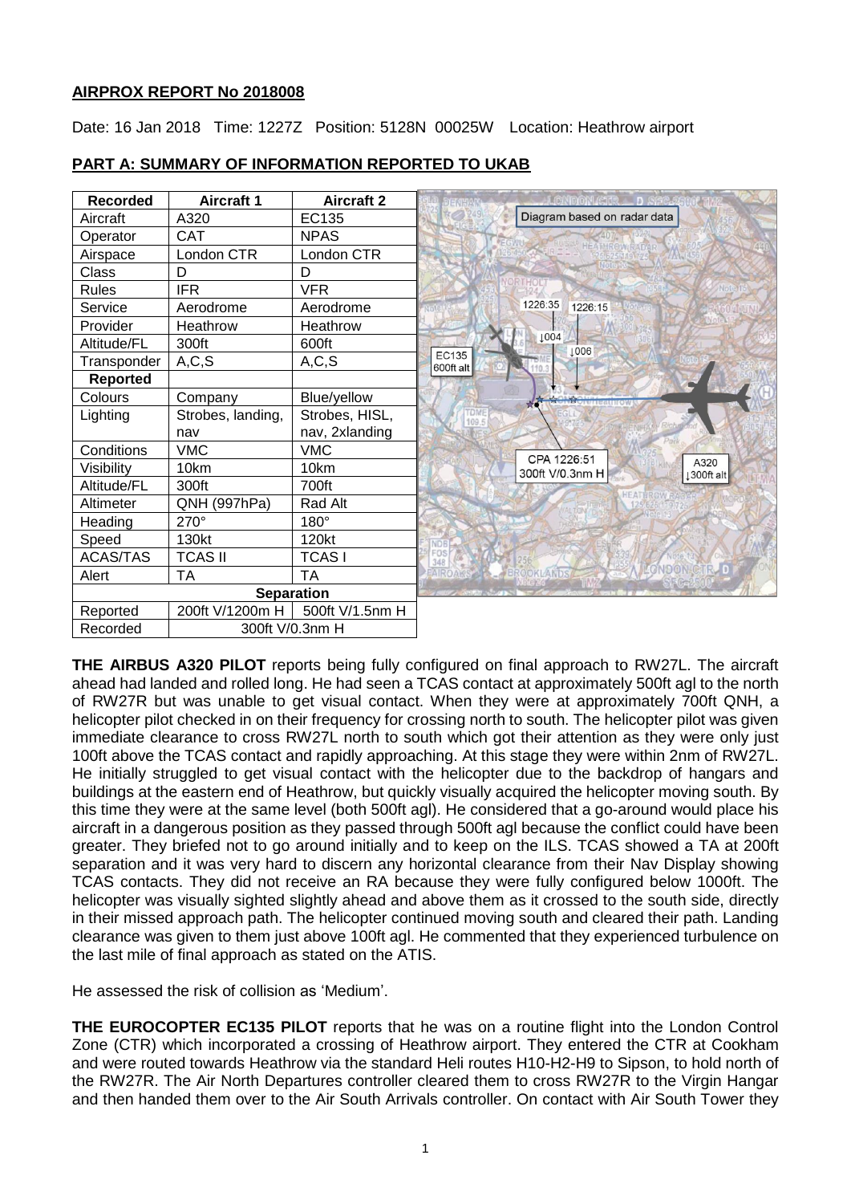**AIRPROX REPORT No 2018008**

Date: 16 Jan 2018 Time: 1227Z Position: 5128N 00025W Location: Heathrow airport

## PART A: SUMMARY OF INFORMATION REPORTED TO UKAB

| Recorded | Aircraft 1 | Aircraft 2 |
|---|---|---|
| Aircraft | A320 | EC135 |
| Operator | CAT | NPAS |
| Airspace | London CTR | London CTR |
| Class | D | D |
| Rules | IFR | VFR |
| Service | Aerodrome | Aerodrome |
| Provider | Heathrow | Heathrow |
| Altitude/FL | 300ft | 600ft |
| Transponder | A,C,S | A,C,S |
| **Reported** | | |
| Colours | Company | Blue/yellow |
| Lighting | Strobes, landing, nav | Strobes, HISL, nav, 2xlanding |
| Conditions | VMC | VMC |
| Visibility | 10km | 10km |
| Altitude/FL | 300ft | 700ft |
| Altimeter | QNH (997hPa) | Rad Alt |
| Heading | 270° | 180° |
| Speed | 130kt | 120kt |
| ACAS/TAS | TCAS II | TCAS I |
| Alert | TA | TA |
| **Separation** | | |
| Reported | 200ft V/1200m H | 500ft V/1.5nm H |
| Recorded | 300ft V/0.3nm H | |

Diagram based on radar data

1226:35 1226:15 ↓004 ↓006 EC135 600ft alt CPA 1226:51 300ft V/0.3nm H A320 ↓300ft alt

**THE AIRBUS A320 PILOT** reports being fully configured on final approach to RW27L. The aircraft ahead had landed and rolled long. He had seen a TCAS contact at approximately 500ft agl to the north of RW27R but was unable to get visual contact. When they were at approximately 700ft QNH, a helicopter pilot checked in on their frequency for crossing north to south. The helicopter pilot was given immediate clearance to cross RW27L north to south which got their attention as they were only just 100ft above the TCAS contact and rapidly approaching. At this stage they were within 2nm of RW27L. He initially struggled to get visual contact with the helicopter due to the backdrop of hangars and buildings at the eastern end of Heathrow, but quickly visually acquired the helicopter moving south. By this time they were at the same level (both 500ft agl). He considered that a go-around would place his aircraft in a dangerous position as they passed through 500ft agl because the conflict could have been greater. They briefed not to go around initially and to keep on the ILS. TCAS showed a TA at 200ft separation and it was very hard to discern any horizontal clearance from their Nav Display showing TCAS contacts. They did not receive an RA because they were fully configured below 1000ft. The helicopter was visually sighted slightly ahead and above them as it crossed to the south side, directly in their missed approach path. The helicopter continued moving south and cleared their path. Landing clearance was given to them just above 100ft agl. He commented that they experienced turbulence on the last mile of final approach as stated on the ATIS.

He assessed the risk of collision as 'Medium'.

**THE EUROCOPTER EC135 PILOT** reports that he was on a routine flight into the London Control Zone (CTR) which incorporated a crossing of Heathrow airport. They entered the CTR at Cookham and were routed towards Heathrow via the standard Heli routes H10-H2-H9 to Sipson, to hold north of the RW27R. The Air North Departures controller cleared them to cross RW27R to the Virgin Hangar and then handed them over to the Air South Arrivals controller. On contact with Air South Tower they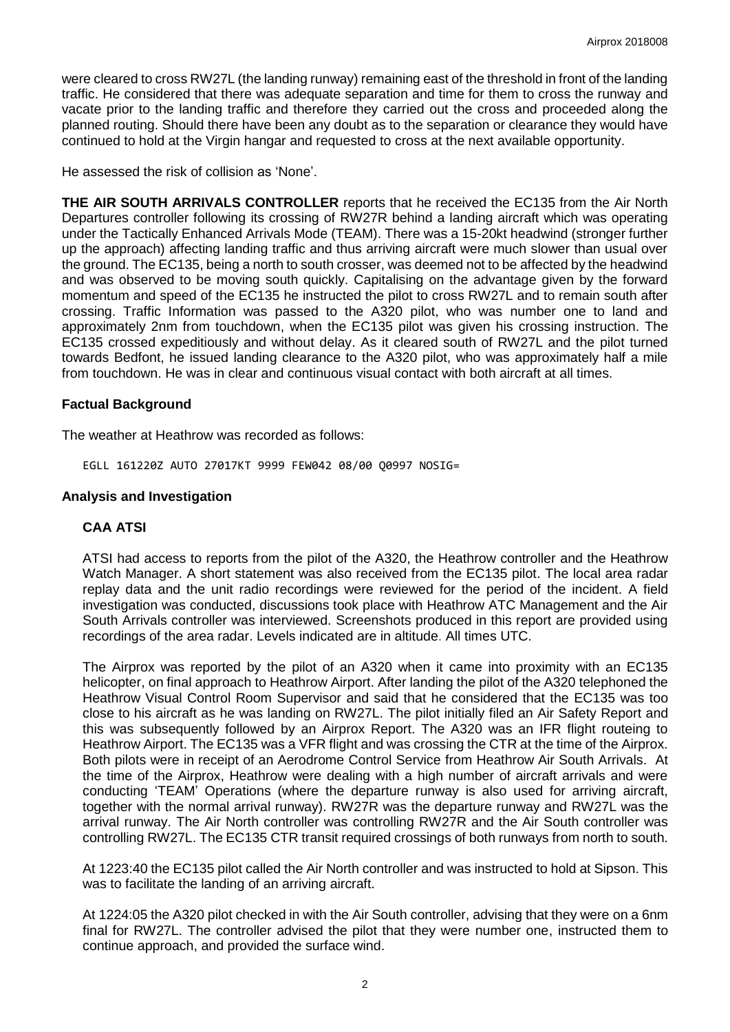were cleared to cross RW27L (the landing runway) remaining east of the threshold in front of the landing traffic. He considered that there was adequate separation and time for them to cross the runway and vacate prior to the landing traffic and therefore they carried out the cross and proceeded along the planned routing. Should there have been any doubt as to the separation or clearance they would have continued to hold at the Virgin hangar and requested to cross at the next available opportunity.

He assessed the risk of collision as 'None'.

**THE AIR SOUTH ARRIVALS CONTROLLER** reports that he received the EC135 from the Air North Departures controller following its crossing of RW27R behind a landing aircraft which was operating under the Tactically Enhanced Arrivals Mode (TEAM). There was a 15-20kt headwind (stronger further up the approach) affecting landing traffic and thus arriving aircraft were much slower than usual over the ground. The EC135, being a north to south crosser, was deemed not to be affected by the headwind and was observed to be moving south quickly. Capitalising on the advantage given by the forward momentum and speed of the EC135 he instructed the pilot to cross RW27L and to remain south after crossing. Traffic Information was passed to the A320 pilot, who was number one to land and approximately 2nm from touchdown, when the EC135 pilot was given his crossing instruction. The EC135 crossed expeditiously and without delay. As it cleared south of RW27L and the pilot turned towards Bedfont, he issued landing clearance to the A320 pilot, who was approximately half a mile from touchdown. He was in clear and continuous visual contact with both aircraft at all times.

## Factual Background

The weather at Heathrow was recorded as follows:

```
EGLL 161220Z AUTO 27017KT 9999 FEW042 08/00 Q0997 NOSIG=
```

## Analysis and Investigation

### CAA ATSI

ATSI had access to reports from the pilot of the A320, the Heathrow controller and the Heathrow Watch Manager. A short statement was also received from the EC135 pilot. The local area radar replay data and the unit radio recordings were reviewed for the period of the incident. A field investigation was conducted, discussions took place with Heathrow ATC Management and the Air South Arrivals controller was interviewed. Screenshots produced in this report are provided using recordings of the area radar. Levels indicated are in altitude. All times UTC.

The Airprox was reported by the pilot of an A320 when it came into proximity with an EC135 helicopter, on final approach to Heathrow Airport. After landing the pilot of the A320 telephoned the Heathrow Visual Control Room Supervisor and said that he considered that the EC135 was too close to his aircraft as he was landing on RW27L. The pilot initially filed an Air Safety Report and this was subsequently followed by an Airprox Report. The A320 was an IFR flight routeing to Heathrow Airport. The EC135 was a VFR flight and was crossing the CTR at the time of the Airprox. Both pilots were in receipt of an Aerodrome Control Service from Heathrow Air South Arrivals. At the time of the Airprox, Heathrow were dealing with a high number of aircraft arrivals and were conducting 'TEAM' Operations (where the departure runway is also used for arriving aircraft, together with the normal arrival runway). RW27R was the departure runway and RW27L was the arrival runway. The Air North controller was controlling RW27R and the Air South controller was controlling RW27L. The EC135 CTR transit required crossings of both runways from north to south.

At 1223:40 the EC135 pilot called the Air North controller and was instructed to hold at Sipson. This was to facilitate the landing of an arriving aircraft.

At 1224:05 the A320 pilot checked in with the Air South controller, advising that they were on a 6nm final for RW27L. The controller advised the pilot that they were number one, instructed them to continue approach, and provided the surface wind.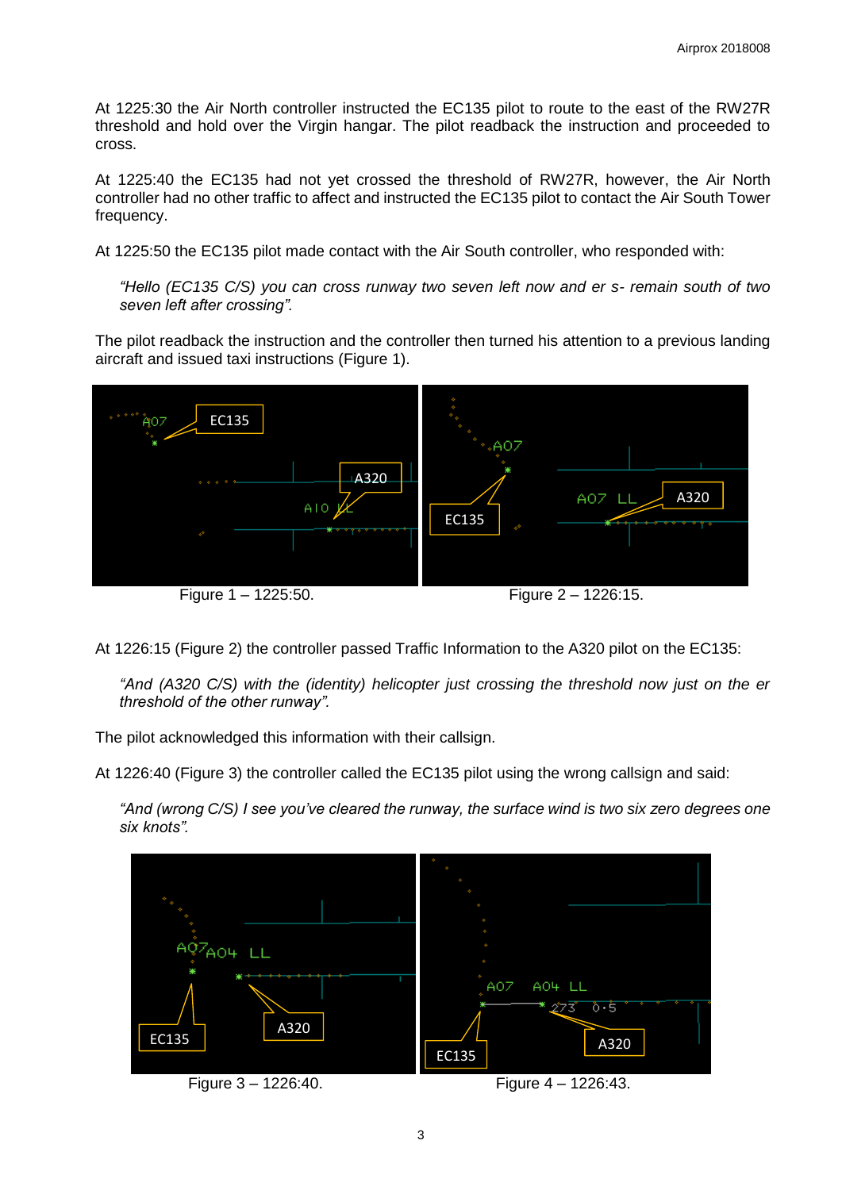At 1225:30 the Air North controller instructed the EC135 pilot to route to the east of the RW27R threshold and hold over the Virgin hangar. The pilot readback the instruction and proceeded to cross.

At 1225:40 the EC135 had not yet crossed the threshold of RW27R, however, the Air North controller had no other traffic to affect and instructed the EC135 pilot to contact the Air South Tower frequency.

At 1225:50 the EC135 pilot made contact with the Air South controller, who responded with:

> *"Hello (EC135 C/S) you can cross runway two seven left now and er s- remain south of two seven left after crossing".*

The pilot readback the instruction and the controller then turned his attention to a previous landing aircraft and issued taxi instructions (Figure 1).

Figure 1 – 1225:50.

Figure 2 – 1226:15.

At 1226:15 (Figure 2) the controller passed Traffic Information to the A320 pilot on the EC135:

> *"And (A320 C/S) with the (identity) helicopter just crossing the threshold now just on the er threshold of the other runway".*

The pilot acknowledged this information with their callsign.

At 1226:40 (Figure 3) the controller called the EC135 pilot using the wrong callsign and said:

> *"And (wrong C/S) I see you've cleared the runway, the surface wind is two six zero degrees one six knots".*

Figure 3 – 1226:40.

Figure 4 – 1226:43.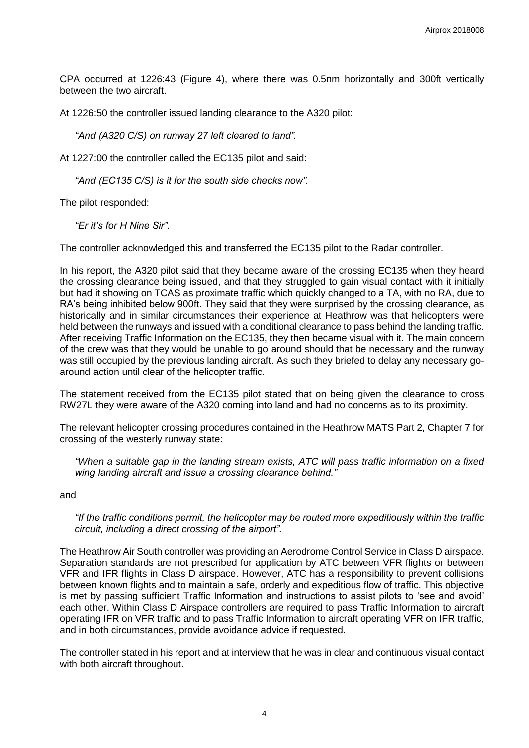CPA occurred at 1226:43 (Figure 4), where there was 0.5nm horizontally and 300ft vertically between the two aircraft.

At 1226:50 the controller issued landing clearance to the A320 pilot:

> *"And (A320 C/S) on runway 27 left cleared to land".*

At 1227:00 the controller called the EC135 pilot and said:

> *"And (EC135 C/S) is it for the south side checks now".*

The pilot responded:

> *"Er it's for H Nine Sir".*

The controller acknowledged this and transferred the EC135 pilot to the Radar controller.

In his report, the A320 pilot said that they became aware of the crossing EC135 when they heard the crossing clearance being issued, and that they struggled to gain visual contact with it initially but had it showing on TCAS as proximate traffic which quickly changed to a TA, with no RA, due to RA's being inhibited below 900ft. They said that they were surprised by the crossing clearance, as historically and in similar circumstances their experience at Heathrow was that helicopters were held between the runways and issued with a conditional clearance to pass behind the landing traffic. After receiving Traffic Information on the EC135, they then became visual with it. The main concern of the crew was that they would be unable to go around should that be necessary and the runway was still occupied by the previous landing aircraft. As such they briefed to delay any necessary go-around action until clear of the helicopter traffic.

The statement received from the EC135 pilot stated that on being given the clearance to cross RW27L they were aware of the A320 coming into land and had no concerns as to its proximity.

The relevant helicopter crossing procedures contained in the Heathrow MATS Part 2, Chapter 7 for crossing of the westerly runway state:

> *"When a suitable gap in the landing stream exists, ATC will pass traffic information on a fixed wing landing aircraft and issue a crossing clearance behind."*

and

> *"If the traffic conditions permit, the helicopter may be routed more expeditiously within the traffic circuit, including a direct crossing of the airport".*

The Heathrow Air South controller was providing an Aerodrome Control Service in Class D airspace. Separation standards are not prescribed for application by ATC between VFR flights or between VFR and IFR flights in Class D airspace. However, ATC has a responsibility to prevent collisions between known flights and to maintain a safe, orderly and expeditious flow of traffic. This objective is met by passing sufficient Traffic Information and instructions to assist pilots to 'see and avoid' each other. Within Class D Airspace controllers are required to pass Traffic Information to aircraft operating IFR on VFR traffic and to pass Traffic Information to aircraft operating VFR on IFR traffic, and in both circumstances, provide avoidance advice if requested.

The controller stated in his report and at interview that he was in clear and continuous visual contact with both aircraft throughout.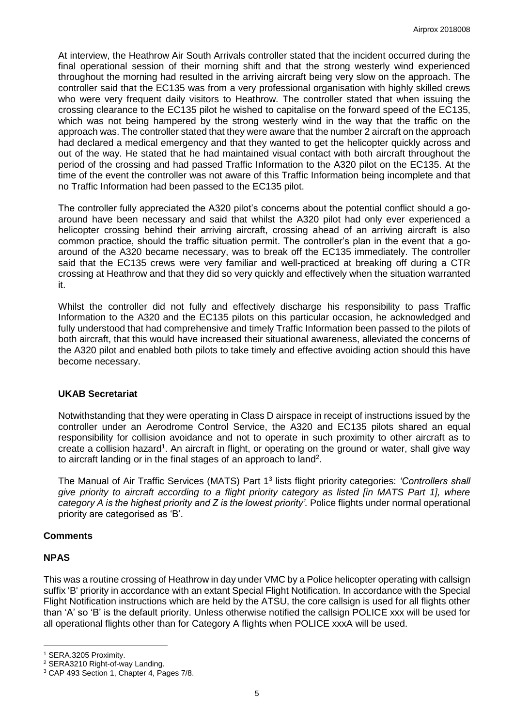At interview, the Heathrow Air South Arrivals controller stated that the incident occurred during the final operational session of their morning shift and that the strong westerly wind experienced throughout the morning had resulted in the arriving aircraft being very slow on the approach. The controller said that the EC135 was from a very professional organisation with highly skilled crews who were very frequent daily visitors to Heathrow. The controller stated that when issuing the crossing clearance to the EC135 pilot he wished to capitalise on the forward speed of the EC135, which was not being hampered by the strong westerly wind in the way that the traffic on the approach was. The controller stated that they were aware that the number 2 aircraft on the approach had declared a medical emergency and that they wanted to get the helicopter quickly across and out of the way. He stated that he had maintained visual contact with both aircraft throughout the period of the crossing and had passed Traffic Information to the A320 pilot on the EC135. At the time of the event the controller was not aware of this Traffic Information being incomplete and that no Traffic Information had been passed to the EC135 pilot.

The controller fully appreciated the A320 pilot's concerns about the potential conflict should a go-around have been necessary and said that whilst the A320 pilot had only ever experienced a helicopter crossing behind their arriving aircraft, crossing ahead of an arriving aircraft is also common practice, should the traffic situation permit. The controller's plan in the event that a go-around of the A320 became necessary, was to break off the EC135 immediately. The controller said that the EC135 crews were very familiar and well-practiced at breaking off during a CTR crossing at Heathrow and that they did so very quickly and effectively when the situation warranted it.

Whilst the controller did not fully and effectively discharge his responsibility to pass Traffic Information to the A320 and the EC135 pilots on this particular occasion, he acknowledged and fully understood that had comprehensive and timely Traffic Information been passed to the pilots of both aircraft, that this would have increased their situational awareness, alleviated the concerns of the A320 pilot and enabled both pilots to take timely and effective avoiding action should this have become necessary.

### UKAB Secretariat

Notwithstanding that they were operating in Class D airspace in receipt of instructions issued by the controller under an Aerodrome Control Service, the A320 and EC135 pilots shared an equal responsibility for collision avoidance and not to operate in such proximity to other aircraft as to create a collision hazard[1]. An aircraft in flight, or operating on the ground or water, shall give way to aircraft landing or in the final stages of an approach to land[2].

The Manual of Air Traffic Services (MATS) Part 1[3] lists flight priority categories: *'Controllers shall give priority to aircraft according to a flight priority category as listed [in MATS Part 1], where category A is the highest priority and Z is the lowest priority'.* Police flights under normal operational priority are categorised as 'B'.

## Comments

### NPAS

This was a routine crossing of Heathrow in day under VMC by a Police helicopter operating with callsign suffix 'B' priority in accordance with an extant Special Flight Notification. In accordance with the Special Flight Notification instructions which are held by the ATSU, the core callsign is used for all flights other than 'A' so 'B' is the default priority. Unless otherwise notified the callsign POLICE xxx will be used for all operational flights other than for Category A flights when POLICE xxxA will be used.

---

[1] SERA.3205 Proximity.

[2] SERA3210 Right-of-way Landing.

[3] CAP 493 Section 1, Chapter 4, Pages 7/8.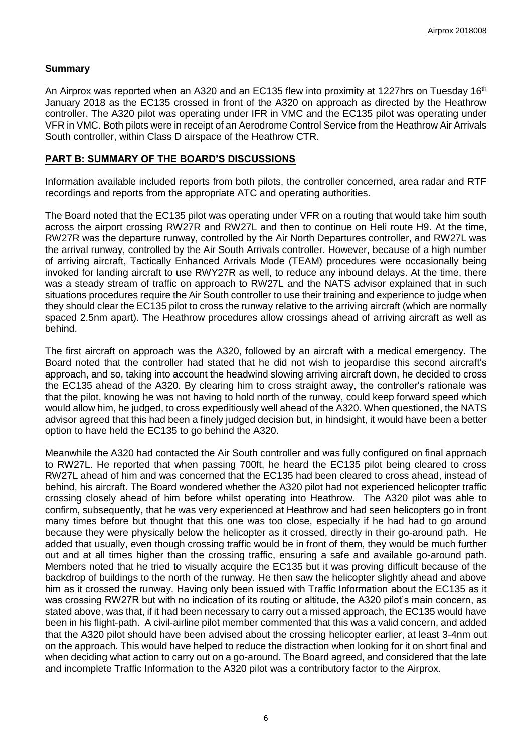## Summary

An Airprox was reported when an A320 and an EC135 flew into proximity at 1227hrs on Tuesday 16th January 2018 as the EC135 crossed in front of the A320 on approach as directed by the Heathrow controller. The A320 pilot was operating under IFR in VMC and the EC135 pilot was operating under VFR in VMC. Both pilots were in receipt of an Aerodrome Control Service from the Heathrow Air Arrivals South controller, within Class D airspace of the Heathrow CTR.

## PART B: SUMMARY OF THE BOARD'S DISCUSSIONS

Information available included reports from both pilots, the controller concerned, area radar and RTF recordings and reports from the appropriate ATC and operating authorities.

The Board noted that the EC135 pilot was operating under VFR on a routing that would take him south across the airport crossing RW27R and RW27L and then to continue on Heli route H9. At the time, RW27R was the departure runway, controlled by the Air North Departures controller, and RW27L was the arrival runway, controlled by the Air South Arrivals controller. However, because of a high number of arriving aircraft, Tactically Enhanced Arrivals Mode (TEAM) procedures were occasionally being invoked for landing aircraft to use RWY27R as well, to reduce any inbound delays. At the time, there was a steady stream of traffic on approach to RW27L and the NATS advisor explained that in such situations procedures require the Air South controller to use their training and experience to judge when they should clear the EC135 pilot to cross the runway relative to the arriving aircraft (which are normally spaced 2.5nm apart). The Heathrow procedures allow crossings ahead of arriving aircraft as well as behind.

The first aircraft on approach was the A320, followed by an aircraft with a medical emergency. The Board noted that the controller had stated that he did not wish to jeopardise this second aircraft's approach, and so, taking into account the headwind slowing arriving aircraft down, he decided to cross the EC135 ahead of the A320. By clearing him to cross straight away, the controller's rationale was that the pilot, knowing he was not having to hold north of the runway, could keep forward speed which would allow him, he judged, to cross expeditiously well ahead of the A320. When questioned, the NATS advisor agreed that this had been a finely judged decision but, in hindsight, it would have been a better option to have held the EC135 to go behind the A320.

Meanwhile the A320 had contacted the Air South controller and was fully configured on final approach to RW27L. He reported that when passing 700ft, he heard the EC135 pilot being cleared to cross RW27L ahead of him and was concerned that the EC135 had been cleared to cross ahead, instead of behind, his aircraft. The Board wondered whether the A320 pilot had not experienced helicopter traffic crossing closely ahead of him before whilst operating into Heathrow. The A320 pilot was able to confirm, subsequently, that he was very experienced at Heathrow and had seen helicopters go in front many times before but thought that this one was too close, especially if he had had to go around because they were physically below the helicopter as it crossed, directly in their go-around path. He added that usually, even though crossing traffic would be in front of them, they would be much further out and at all times higher than the crossing traffic, ensuring a safe and available go-around path. Members noted that he tried to visually acquire the EC135 but it was proving difficult because of the backdrop of buildings to the north of the runway. He then saw the helicopter slightly ahead and above him as it crossed the runway. Having only been issued with Traffic Information about the EC135 as it was crossing RW27R but with no indication of its routing or altitude, the A320 pilot's main concern, as stated above, was that, if it had been necessary to carry out a missed approach, the EC135 would have been in his flight-path. A civil-airline pilot member commented that this was a valid concern, and added that the A320 pilot should have been advised about the crossing helicopter earlier, at least 3-4nm out on the approach. This would have helped to reduce the distraction when looking for it on short final and when deciding what action to carry out on a go-around. The Board agreed, and considered that the late and incomplete Traffic Information to the A320 pilot was a contributory factor to the Airprox.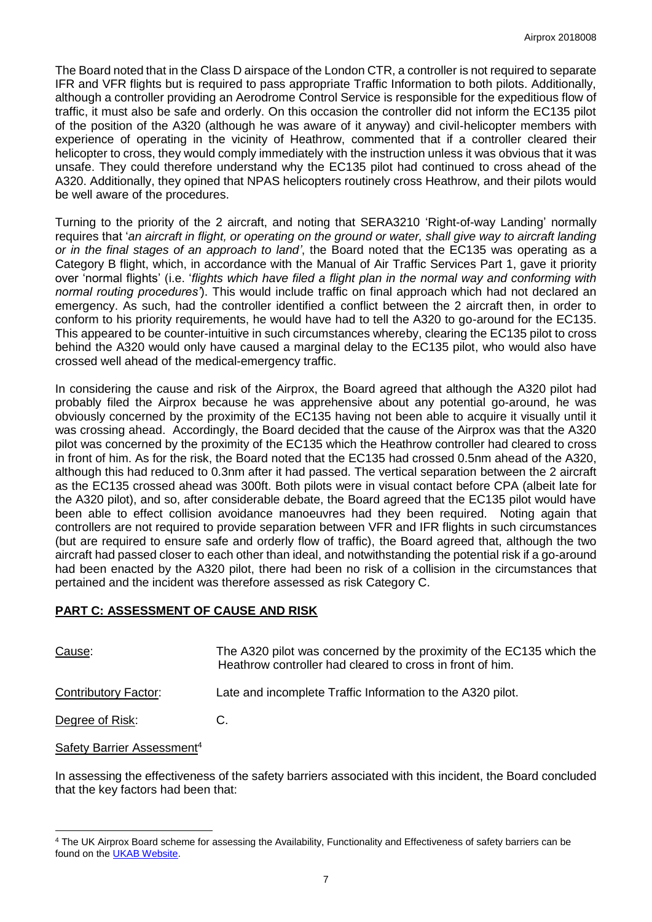The Board noted that in the Class D airspace of the London CTR, a controller is not required to separate IFR and VFR flights but is required to pass appropriate Traffic Information to both pilots. Additionally, although a controller providing an Aerodrome Control Service is responsible for the expeditious flow of traffic, it must also be safe and orderly. On this occasion the controller did not inform the EC135 pilot of the position of the A320 (although he was aware of it anyway) and civil-helicopter members with experience of operating in the vicinity of Heathrow, commented that if a controller cleared their helicopter to cross, they would comply immediately with the instruction unless it was obvious that it was unsafe. They could therefore understand why the EC135 pilot had continued to cross ahead of the A320. Additionally, they opined that NPAS helicopters routinely cross Heathrow, and their pilots would be well aware of the procedures.

Turning to the priority of the 2 aircraft, and noting that SERA3210 'Right-of-way Landing' normally requires that '*an aircraft in flight, or operating on the ground or water, shall give way to aircraft landing or in the final stages of an approach to land'*, the Board noted that the EC135 was operating as a Category B flight, which, in accordance with the Manual of Air Traffic Services Part 1, gave it priority over 'normal flights' (i.e. '*flights which have filed a flight plan in the normal way and conforming with normal routing procedures'*). This would include traffic on final approach which had not declared an emergency. As such, had the controller identified a conflict between the 2 aircraft then, in order to conform to his priority requirements, he would have had to tell the A320 to go-around for the EC135. This appeared to be counter-intuitive in such circumstances whereby, clearing the EC135 pilot to cross behind the A320 would only have caused a marginal delay to the EC135 pilot, who would also have crossed well ahead of the medical-emergency traffic.

In considering the cause and risk of the Airprox, the Board agreed that although the A320 pilot had probably filed the Airprox because he was apprehensive about any potential go-around, he was obviously concerned by the proximity of the EC135 having not been able to acquire it visually until it was crossing ahead. Accordingly, the Board decided that the cause of the Airprox was that the A320 pilot was concerned by the proximity of the EC135 which the Heathrow controller had cleared to cross in front of him. As for the risk, the Board noted that the EC135 had crossed 0.5nm ahead of the A320, although this had reduced to 0.3nm after it had passed. The vertical separation between the 2 aircraft as the EC135 crossed ahead was 300ft. Both pilots were in visual contact before CPA (albeit late for the A320 pilot), and so, after considerable debate, the Board agreed that the EC135 pilot would have been able to effect collision avoidance manoeuvres had they been required. Noting again that controllers are not required to provide separation between VFR and IFR flights in such circumstances (but are required to ensure safe and orderly flow of traffic), the Board agreed that, although the two aircraft had passed closer to each other than ideal, and notwithstanding the potential risk if a go-around had been enacted by the A320 pilot, there had been no risk of a collision in the circumstances that pertained and the incident was therefore assessed as risk Category C.

## PART C: ASSESSMENT OF CAUSE AND RISK

| | |
|---|---|
| Cause: | The A320 pilot was concerned by the proximity of the EC135 which the Heathrow controller had cleared to cross in front of him. |
| Contributory Factor: | Late and incomplete Traffic Information to the A320 pilot. |
| Degree of Risk: | C. |

Safety Barrier Assessment[4]

In assessing the effectiveness of the safety barriers associated with this incident, the Board concluded that the key factors had been that:

[4] The UK Airprox Board scheme for assessing the Availability, Functionality and Effectiveness of safety barriers can be found on the UKAB Website.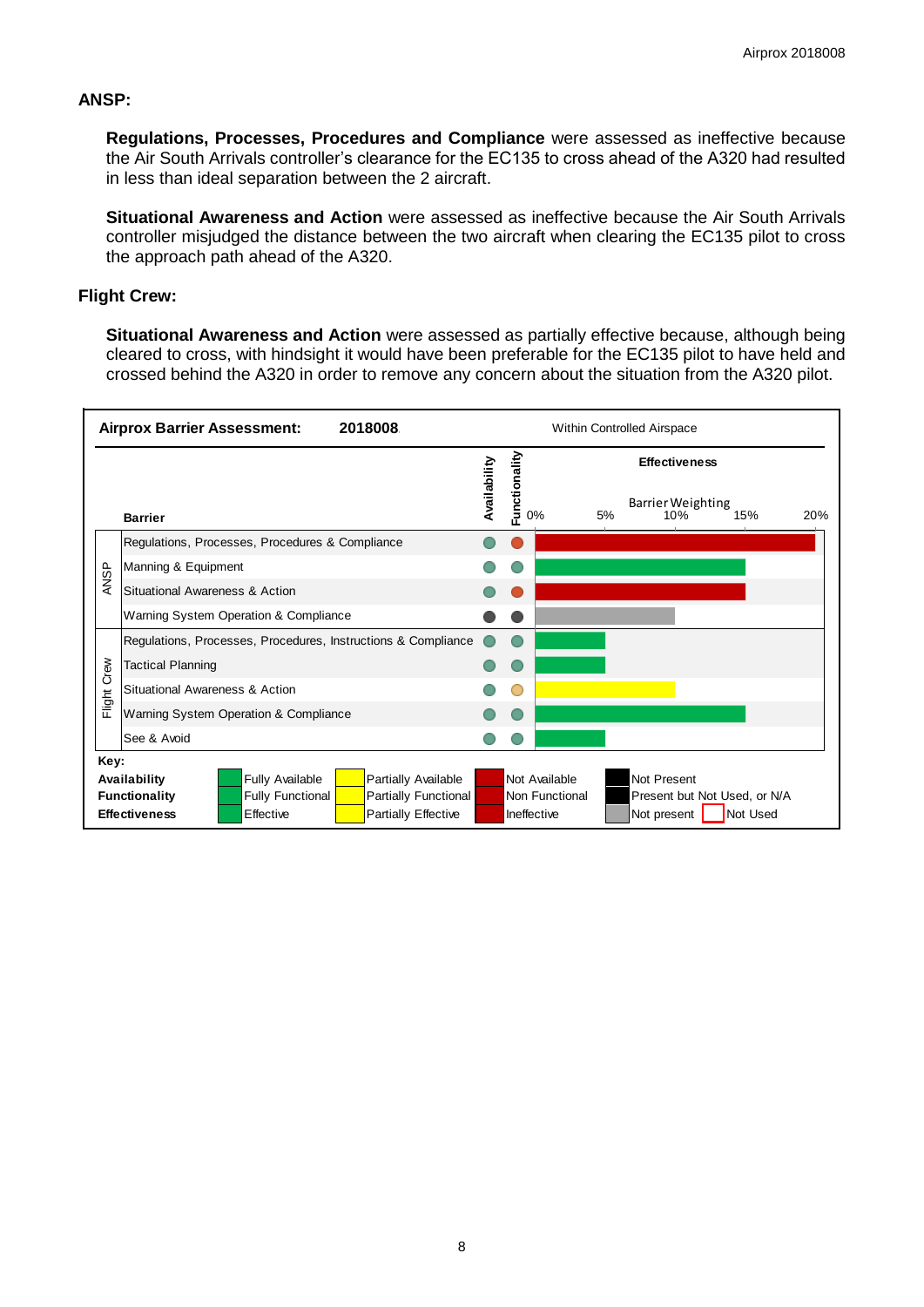## ANSP:

**Regulations, Processes, Procedures and Compliance** were assessed as ineffective because the Air South Arrivals controller's clearance for the EC135 to cross ahead of the A320 had resulted in less than ideal separation between the 2 aircraft.

**Situational Awareness and Action** were assessed as ineffective because the Air South Arrivals controller misjudged the distance between the two aircraft when clearing the EC135 pilot to cross the approach path ahead of the A320.

## Flight Crew:

**Situational Awareness and Action** were assessed as partially effective because, although being cleared to cross, with hindsight it would have been preferable for the EC135 pilot to have held and crossed behind the A320 in order to remove any concern about the situation from the A320 pilot.

**Airprox Barrier Assessment:** 2018008

Within Controlled Airspace

Barrier

Availability

Functionality

Effectiveness

Barrier Weighting

0% 5% 10% 15% 20%

ANSP

Regulations, Processes, Procedures & Compliance

Manning & Equipment

Situational Awareness & Action

Warning System Operation & Compliance

Flight Crew

Regulations, Processes, Procedures, Instructions & Compliance

Tactical Planning

Situational Awareness & Action

Warning System Operation & Compliance

See & Avoid

Key:

Availability: Fully Available, Partially Available, Not Available, Not Present

Functionality: Fully Functional, Partially Functional, Non Functional, Present but Not Used, or N/A

Effectiveness: Effective, Partially Effective, Ineffective, Not present, Not Used